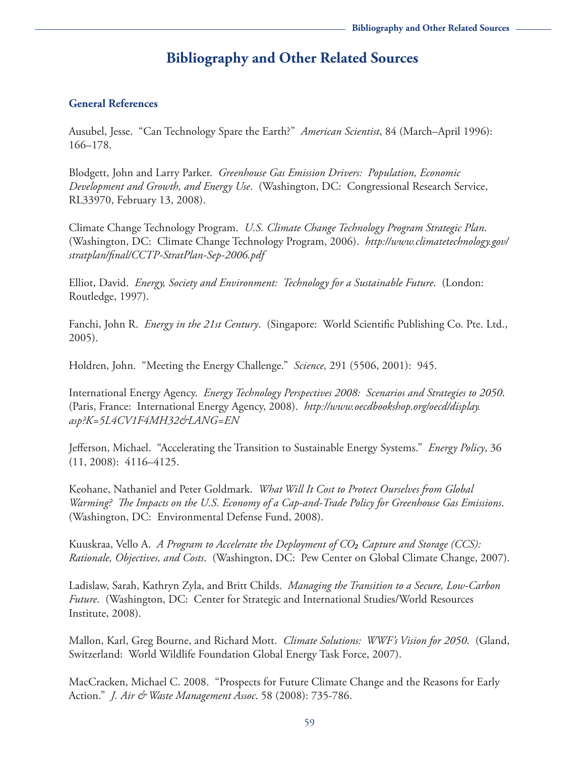# Bibliography and Other Related Sources

## General References

Ausubel, Jesse. "Can Technology Spare the Earth?" *American Scientist*, 84 (March–April 1996): 166–178.

Blodgett, John and Larry Parker. *Greenhouse Gas Emission Drivers: Population, Economic Development and Growth, and Energy Use*. (Washington, DC: Congressional Research Service, RL33970, February 13, 2008).

Climate Change Technology Program. *U.S. Climate Change Technology Program Strategic Plan*. (Washington, DC: Climate Change Technology Program, 2006). ***http://www.climatetechnology.gov/stratplan/final/CCTP-StratPlan-Sep-2006.pdf***

Elliot, David. *Energy, Society and Environment: Technology for a Sustainable Future*. (London: Routledge, 1997).

Fanchi, John R. *Energy in the 21st Century*. (Singapore: World Scientific Publishing Co. Pte. Ltd., 2005).

Holdren, John. "Meeting the Energy Challenge." *Science,* 291 (5506, 2001): 945.

International Energy Agency. *Energy Technology Perspectives 2008: Scenarios and Strategies to 2050*. (Paris, France: International Energy Agency, 2008). ***http://www.oecdbookshop.org/oecd/display.asp?K=5L4CV1F4MH32&LANG=EN***

Jefferson, Michael. "Accelerating the Transition to Sustainable Energy Systems." *Energy Policy*, 36 (11, 2008): 4116–4125.

Keohane, Nathaniel and Peter Goldmark. *What Will It Cost to Protect Ourselves from Global Warming? The Impacts on the U.S. Economy of a Cap-and-Trade Policy for Greenhouse Gas Emissions*. (Washington, DC: Environmental Defense Fund, 2008).

Kuuskraa, Vello A. *A Program to Accelerate the Deployment of $CO_2$ Capture and Storage (CCS): Rationale, Objectives, and Costs*. (Washington, DC: Pew Center on Global Climate Change, 2007).

Ladislaw, Sarah, Kathryn Zyla, and Britt Childs. *Managing the Transition to a Secure, Low-Carbon Future*. (Washington, DC: Center for Strategic and International Studies/World Resources Institute, 2008).

Mallon, Karl, Greg Bourne, and Richard Mott. *Climate Solutions: WWF's Vision for 2050*. (Gland, Switzerland: World Wildlife Foundation Global Energy Task Force, 2007).

MacCracken, Michael C. 2008. "Prospects for Future Climate Change and the Reasons for Early Action." *J. Air & Waste Management Assoc*. 58 (2008): 735-786.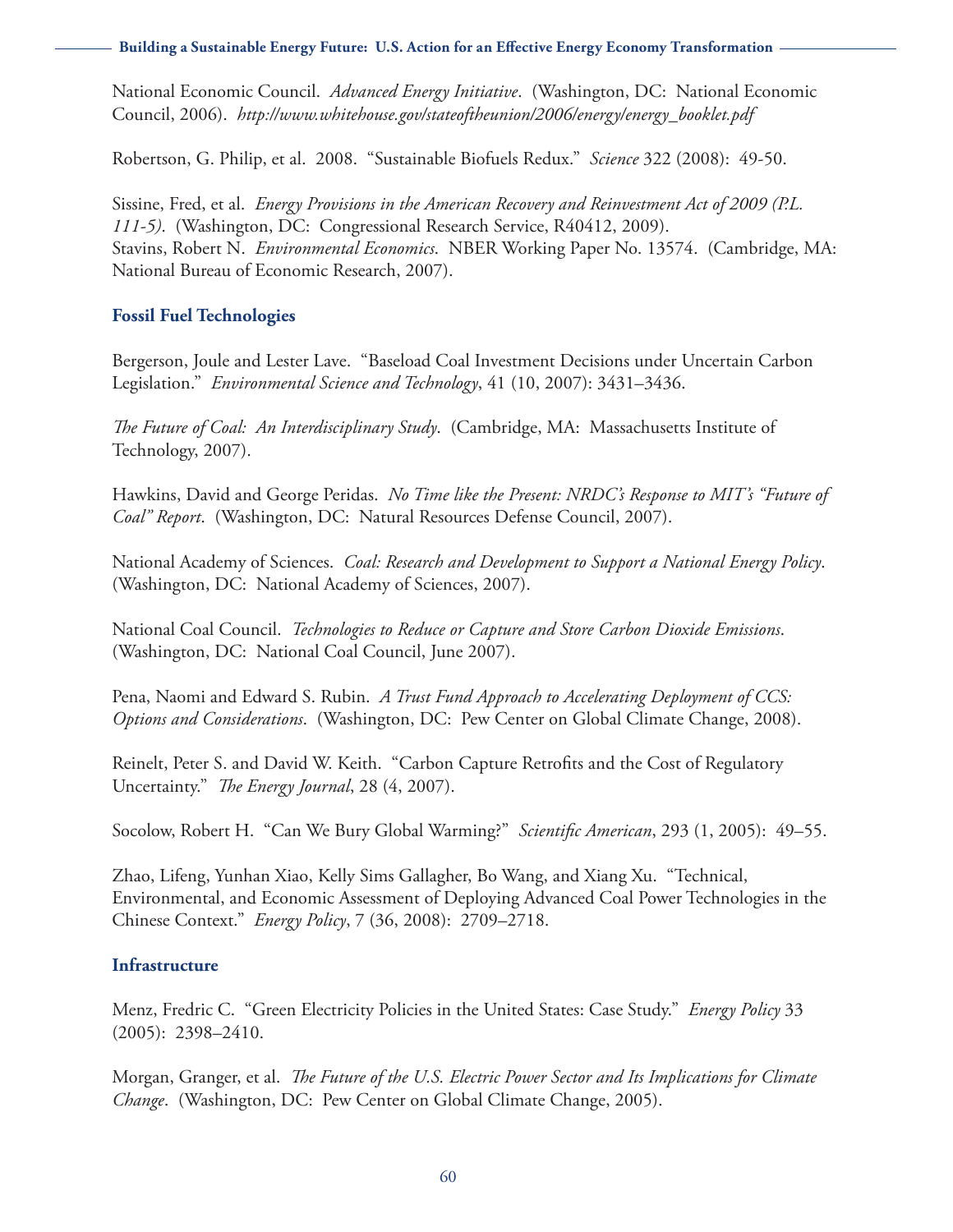National Economic Council. *Advanced Energy Initiative*. (Washington, DC: National Economic Council, 2006). *http://www.whitehouse.gov/stateoftheunion/2006/energy/energy_booklet.pdf*

Robertson, G. Philip, et al. 2008. "Sustainable Biofuels Redux." *Science* 322 (2008): 49-50.

Sissine, Fred, et al. *Energy Provisions in the American Recovery and Reinvestment Act of 2009 (P.L. 111-5)*. (Washington, DC: Congressional Research Service, R40412, 2009).
Stavins, Robert N. *Environmental Economics*. NBER Working Paper No. 13574. (Cambridge, MA: National Bureau of Economic Research, 2007).

### Fossil Fuel Technologies

Bergerson, Joule and Lester Lave. "Baseload Coal Investment Decisions under Uncertain Carbon Legislation." *Environmental Science and Technology*, 41 (10, 2007): 3431–3436.

*The Future of Coal: An Interdisciplinary Study*. (Cambridge, MA: Massachusetts Institute of Technology, 2007).

Hawkins, David and George Peridas. *No Time like the Present: NRDC's Response to MIT's "Future of Coal" Report*. (Washington, DC: Natural Resources Defense Council, 2007).

National Academy of Sciences. *Coal: Research and Development to Support a National Energy Policy*. (Washington, DC: National Academy of Sciences, 2007).

National Coal Council. *Technologies to Reduce or Capture and Store Carbon Dioxide Emissions*. (Washington, DC: National Coal Council, June 2007).

Pena, Naomi and Edward S. Rubin. *A Trust Fund Approach to Accelerating Deployment of CCS: Options and Considerations*. (Washington, DC: Pew Center on Global Climate Change, 2008).

Reinelt, Peter S. and David W. Keith. "Carbon Capture Retrofits and the Cost of Regulatory Uncertainty." *The Energy Journal*, 28 (4, 2007).

Socolow, Robert H. "Can We Bury Global Warming?" *Scientific American*, 293 (1, 2005): 49–55.

Zhao, Lifeng, Yunhan Xiao, Kelly Sims Gallagher, Bo Wang, and Xiang Xu. "Technical, Environmental, and Economic Assessment of Deploying Advanced Coal Power Technologies in the Chinese Context." *Energy Policy*, 7 (36, 2008): 2709–2718.

### Infrastructure

Menz, Fredric C. "Green Electricity Policies in the United States: Case Study." *Energy Policy* 33 (2005): 2398–2410.

Morgan, Granger, et al. *The Future of the U.S. Electric Power Sector and Its Implications for Climate Change*. (Washington, DC: Pew Center on Global Climate Change, 2005).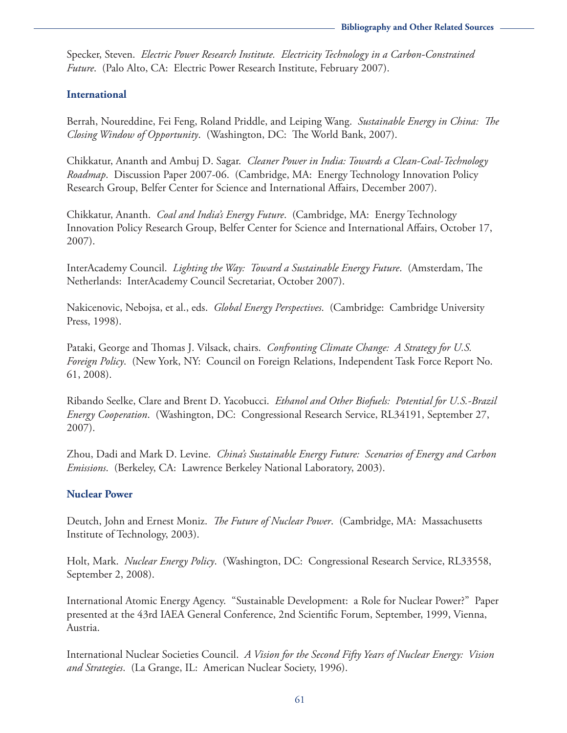Specker, Steven. *Electric Power Research Institute. Electricity Technology in a Carbon-Constrained Future*. (Palo Alto, CA: Electric Power Research Institute, February 2007).

### International

Berrah, Noureddine, Fei Feng, Roland Priddle, and Leiping Wang. *Sustainable Energy in China: The Closing Window of Opportunity*. (Washington, DC: The World Bank, 2007).

Chikkatur, Ananth and Ambuj D. Sagar. *Cleaner Power in India: Towards a Clean-Coal-Technology Roadmap*. Discussion Paper 2007-06. (Cambridge, MA: Energy Technology Innovation Policy Research Group, Belfer Center for Science and International Affairs, December 2007).

Chikkatur, Ananth. *Coal and India's Energy Future*. (Cambridge, MA: Energy Technology Innovation Policy Research Group, Belfer Center for Science and International Affairs, October 17, 2007).

InterAcademy Council. *Lighting the Way: Toward a Sustainable Energy Future*. (Amsterdam, The Netherlands: InterAcademy Council Secretariat, October 2007).

Nakicenovic, Nebojsa, et al., eds. *Global Energy Perspectives*. (Cambridge: Cambridge University Press, 1998).

Pataki, George and Thomas J. Vilsack, chairs. *Confronting Climate Change: A Strategy for U.S. Foreign Policy*. (New York, NY: Council on Foreign Relations, Independent Task Force Report No. 61, 2008).

Ribando Seelke, Clare and Brent D. Yacobucci. *Ethanol and Other Biofuels: Potential for U.S.-Brazil Energy Cooperation*. (Washington, DC: Congressional Research Service, RL34191, September 27, 2007).

Zhou, Dadi and Mark D. Levine. *China's Sustainable Energy Future: Scenarios of Energy and Carbon Emissions*. (Berkeley, CA: Lawrence Berkeley National Laboratory, 2003).

### Nuclear Power

Deutch, John and Ernest Moniz. *The Future of Nuclear Power*. (Cambridge, MA: Massachusetts Institute of Technology, 2003).

Holt, Mark. *Nuclear Energy Policy*. (Washington, DC: Congressional Research Service, RL33558, September 2, 2008).

International Atomic Energy Agency. "Sustainable Development: a Role for Nuclear Power?" Paper presented at the 43rd IAEA General Conference, 2nd Scientific Forum, September, 1999, Vienna, Austria.

International Nuclear Societies Council. *A Vision for the Second Fifty Years of Nuclear Energy: Vision and Strategies*. (La Grange, IL: American Nuclear Society, 1996).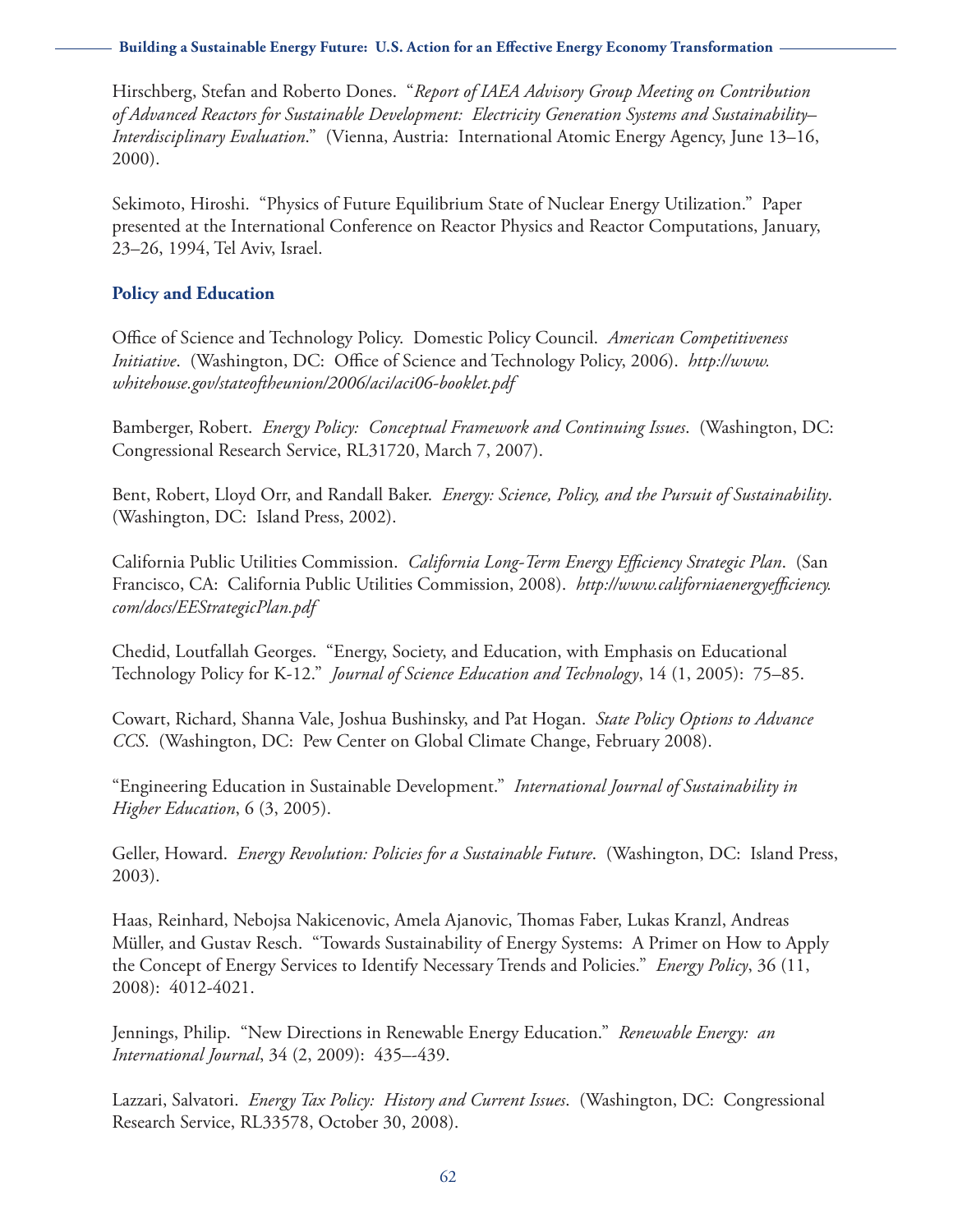Hirschberg, Stefan and Roberto Dones. "*Report of IAEA Advisory Group Meeting on Contribution of Advanced Reactors for Sustainable Development: Electricity Generation Systems and Sustainability–Interdisciplinary Evaluation*." (Vienna, Austria: International Atomic Energy Agency, June 13–16, 2000).

Sekimoto, Hiroshi. "Physics of Future Equilibrium State of Nuclear Energy Utilization." Paper presented at the International Conference on Reactor Physics and Reactor Computations, January, 23–26, 1994, Tel Aviv, Israel.

### Policy and Education

Office of Science and Technology Policy. Domestic Policy Council. *American Competitiveness Initiative*. (Washington, DC: Office of Science and Technology Policy, 2006). *http://www.whitehouse.gov/stateoftheunion/2006/aci/aci06-booklet.pdf*

Bamberger, Robert. *Energy Policy: Conceptual Framework and Continuing Issues*. (Washington, DC: Congressional Research Service, RL31720, March 7, 2007).

Bent, Robert, Lloyd Orr, and Randall Baker. *Energy: Science, Policy, and the Pursuit of Sustainability*. (Washington, DC: Island Press, 2002).

California Public Utilities Commission. *California Long-Term Energy Efficiency Strategic Plan*. (San Francisco, CA: California Public Utilities Commission, 2008). *http://www.californiaenergyefficiency.com/docs/EEStrategicPlan.pdf*

Chedid, Loutfallah Georges. "Energy, Society, and Education, with Emphasis on Educational Technology Policy for K-12." *Journal of Science Education and Technology*, 14 (1, 2005): 75–85.

Cowart, Richard, Shanna Vale, Joshua Bushinsky, and Pat Hogan. *State Policy Options to Advance CCS*. (Washington, DC: Pew Center on Global Climate Change, February 2008).

"Engineering Education in Sustainable Development." *International Journal of Sustainability in Higher Education*, 6 (3, 2005).

Geller, Howard. *Energy Revolution: Policies for a Sustainable Future*. (Washington, DC: Island Press, 2003).

Haas, Reinhard, Nebojsa Nakicenovic, Amela Ajanovic, Thomas Faber, Lukas Kranzl, Andreas Müller, and Gustav Resch. "Towards Sustainability of Energy Systems: A Primer on How to Apply the Concept of Energy Services to Identify Necessary Trends and Policies." *Energy Policy*, 36 (11, 2008): 4012-4021.

Jennings, Philip. "New Directions in Renewable Energy Education." *Renewable Energy: an International Journal*, 34 (2, 2009): 435–-439.

Lazzari, Salvatori. *Energy Tax Policy: History and Current Issues*. (Washington, DC: Congressional Research Service, RL33578, October 30, 2008).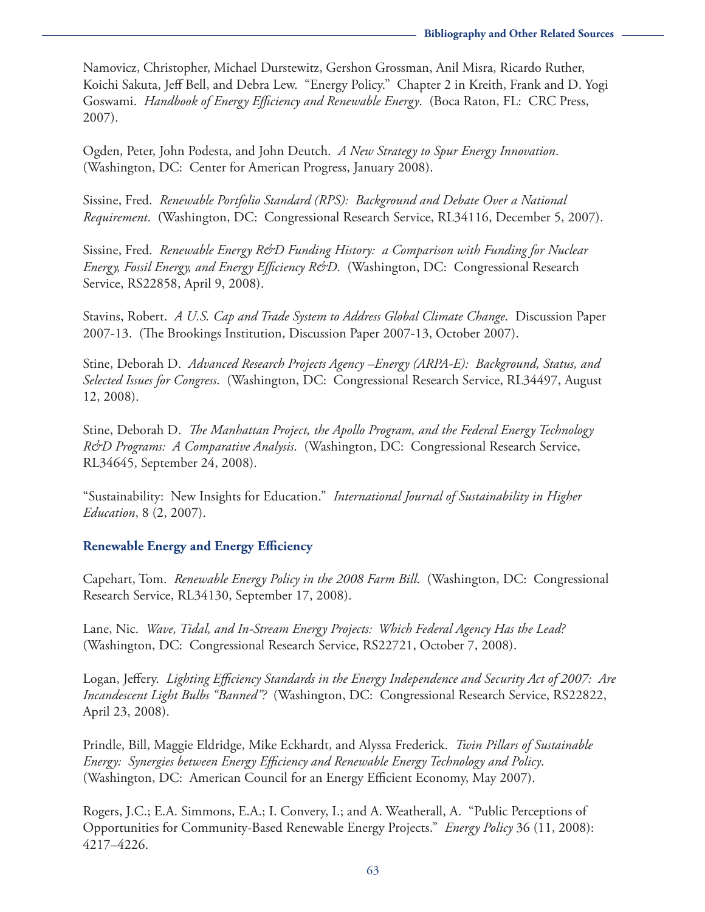Namovicz, Christopher, Michael Durstewitz, Gershon Grossman, Anil Misra, Ricardo Ruther, Koichi Sakuta, Jeff Bell, and Debra Lew. "Energy Policy." Chapter 2 in Kreith, Frank and D. Yogi Goswami. *Handbook of Energy Efficiency and Renewable Energy*. (Boca Raton, FL: CRC Press, 2007).

Ogden, Peter, John Podesta, and John Deutch. *A New Strategy to Spur Energy Innovation*. (Washington, DC: Center for American Progress, January 2008).

Sissine, Fred. *Renewable Portfolio Standard (RPS): Background and Debate Over a National Requirement*. (Washington, DC: Congressional Research Service, RL34116, December 5, 2007).

Sissine, Fred. *Renewable Energy R&D Funding History: a Comparison with Funding for Nuclear Energy, Fossil Energy, and Energy Efficiency R&D*. (Washington, DC: Congressional Research Service, RS22858, April 9, 2008).

Stavins, Robert. *A U.S. Cap and Trade System to Address Global Climate Change*. Discussion Paper 2007-13. (The Brookings Institution, Discussion Paper 2007-13, October 2007).

Stine, Deborah D. *Advanced Research Projects Agency –Energy (ARPA-E): Background, Status, and Selected Issues for Congress*. (Washington, DC: Congressional Research Service, RL34497, August 12, 2008).

Stine, Deborah D. *The Manhattan Project, the Apollo Program, and the Federal Energy Technology R&D Programs: A Comparative Analysis*. (Washington, DC: Congressional Research Service, RL34645, September 24, 2008).

"Sustainability: New Insights for Education." *International Journal of Sustainability in Higher Education*, 8 (2, 2007).

### Renewable Energy and Energy Efficiency

Capehart, Tom. *Renewable Energy Policy in the 2008 Farm Bill*. (Washington, DC: Congressional Research Service, RL34130, September 17, 2008).

Lane, Nic. *Wave, Tidal, and In-Stream Energy Projects: Which Federal Agency Has the Lead?* (Washington, DC: Congressional Research Service, RS22721, October 7, 2008).

Logan, Jeffery. *Lighting Efficiency Standards in the Energy Independence and Security Act of 2007: Are Incandescent Light Bulbs "Banned"?* (Washington, DC: Congressional Research Service, RS22822, April 23, 2008).

Prindle, Bill, Maggie Eldridge, Mike Eckhardt, and Alyssa Frederick. *Twin Pillars of Sustainable Energy: Synergies between Energy Efficiency and Renewable Energy Technology and Policy*. (Washington, DC: American Council for an Energy Efficient Economy, May 2007).

Rogers, J.C.; E.A. Simmons, E.A.; I. Convery, I.; and A. Weatherall, A. "Public Perceptions of Opportunities for Community-Based Renewable Energy Projects." *Energy Policy* 36 (11, 2008): 4217–4226.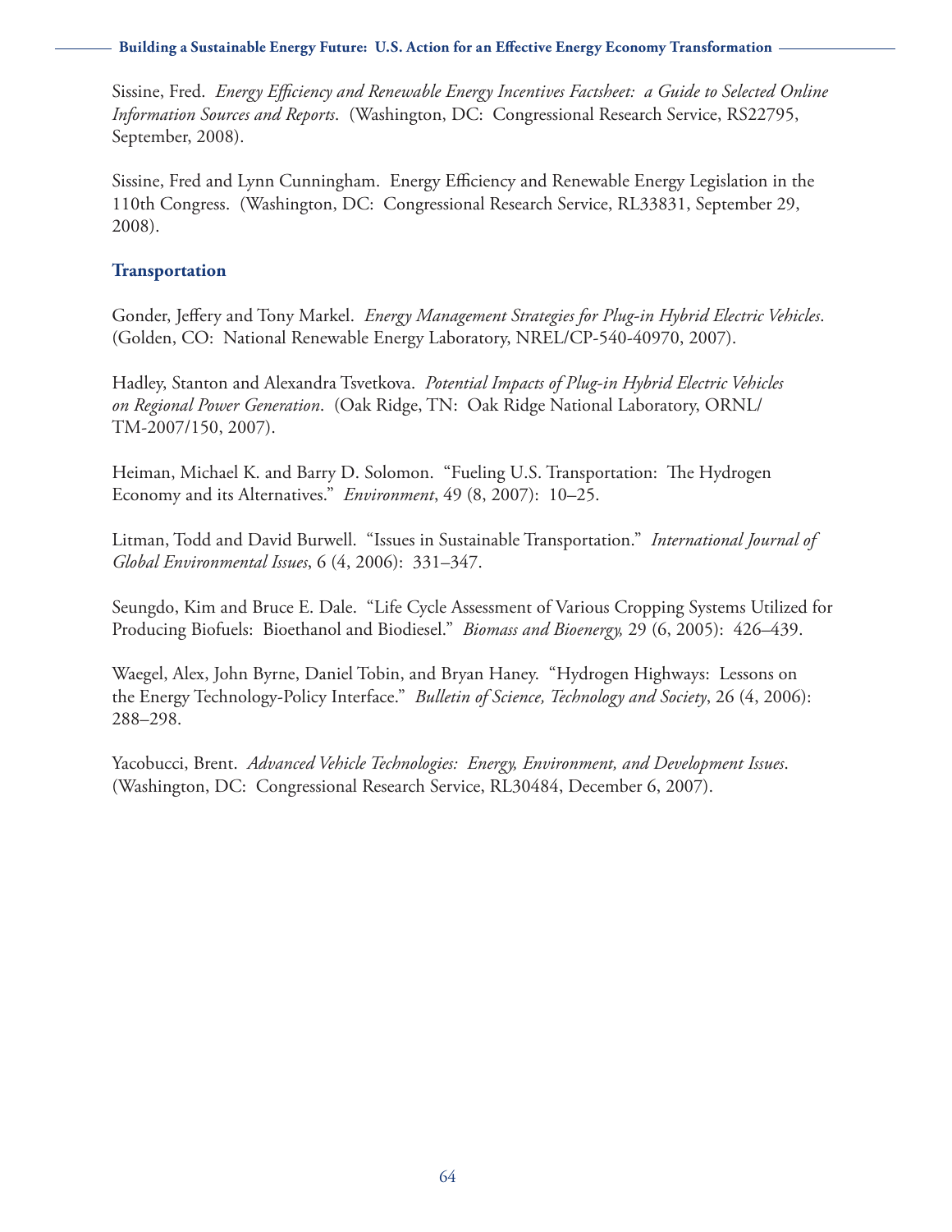Sissine, Fred. *Energy Efficiency and Renewable Energy Incentives Factsheet: a Guide to Selected Online Information Sources and Reports*. (Washington, DC: Congressional Research Service, RS22795, September, 2008).

Sissine, Fred and Lynn Cunningham. Energy Efficiency and Renewable Energy Legislation in the 110th Congress. (Washington, DC: Congressional Research Service, RL33831, September 29, 2008).

### Transportation

Gonder, Jeffery and Tony Markel. *Energy Management Strategies for Plug-in Hybrid Electric Vehicles*. (Golden, CO: National Renewable Energy Laboratory, NREL/CP-540-40970, 2007).

Hadley, Stanton and Alexandra Tsvetkova. *Potential Impacts of Plug-in Hybrid Electric Vehicles on Regional Power Generation*. (Oak Ridge, TN: Oak Ridge National Laboratory, ORNL/TM-2007/150, 2007).

Heiman, Michael K. and Barry D. Solomon. "Fueling U.S. Transportation: The Hydrogen Economy and its Alternatives." *Environment*, 49 (8, 2007): 10–25.

Litman, Todd and David Burwell. "Issues in Sustainable Transportation." *International Journal of Global Environmental Issues*, 6 (4, 2006): 331–347.

Seungdo, Kim and Bruce E. Dale. "Life Cycle Assessment of Various Cropping Systems Utilized for Producing Biofuels: Bioethanol and Biodiesel." *Biomass and Bioenergy,* 29 (6, 2005): 426–439.

Waegel, Alex, John Byrne, Daniel Tobin, and Bryan Haney. "Hydrogen Highways: Lessons on the Energy Technology-Policy Interface." *Bulletin of Science, Technology and Society*, 26 (4, 2006): 288–298.

Yacobucci, Brent. *Advanced Vehicle Technologies: Energy, Environment, and Development Issues*. (Washington, DC: Congressional Research Service, RL30484, December 6, 2007).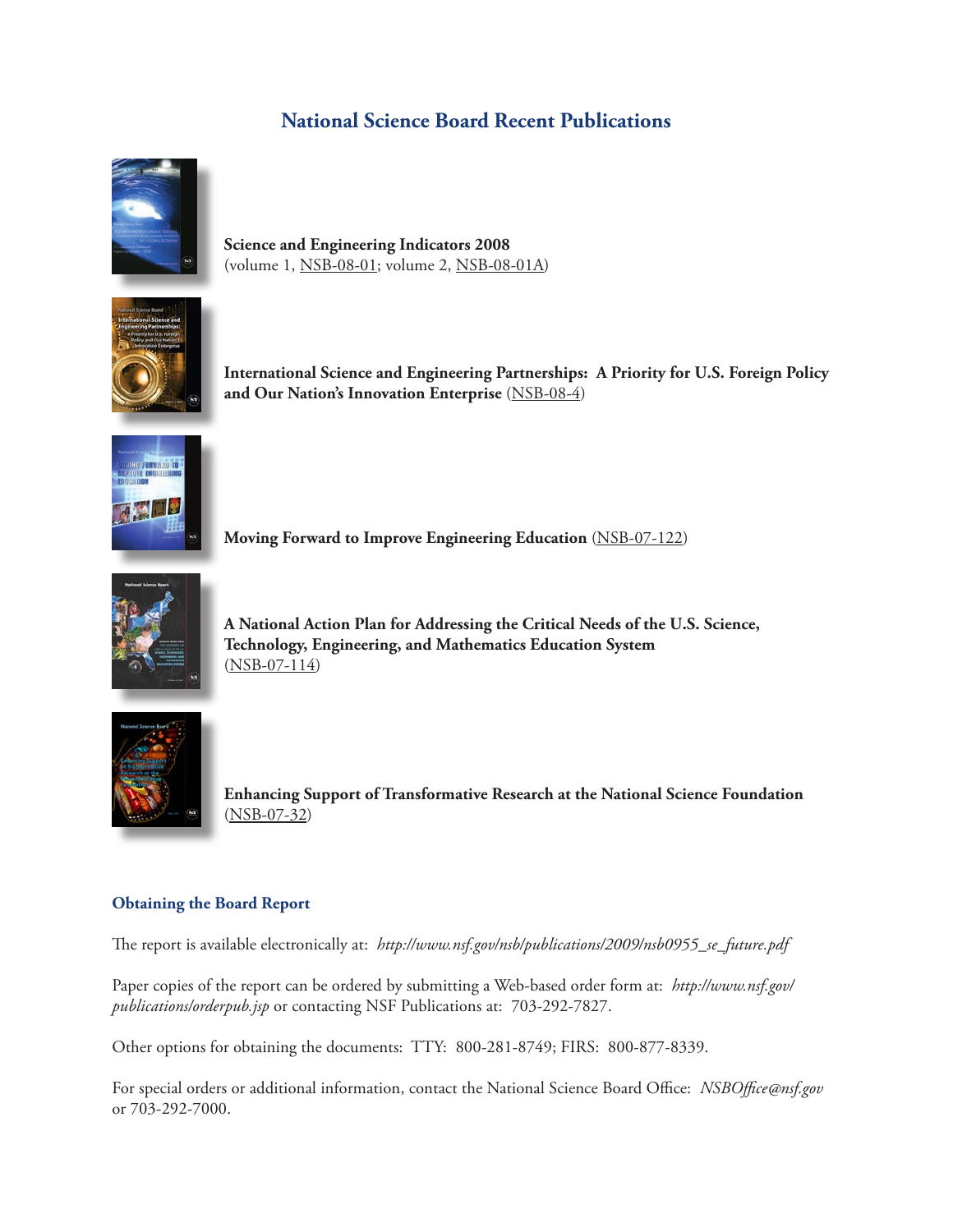# National Science Board Recent Publications

**Science and Engineering Indicators 2008**
(volume 1, NSB-08-01; volume 2, NSB-08-01A)

**International Science and Engineering Partnerships: A Priority for U.S. Foreign Policy and Our Nation's Innovation Enterprise** (NSB-08-4)

**Moving Forward to Improve Engineering Education** (NSB-07-122)

**A National Action Plan for Addressing the Critical Needs of the U.S. Science, Technology, Engineering, and Mathematics Education System**
(NSB-07-114)

**Enhancing Support of Transformative Research at the National Science Foundation**
(NSB-07-32)

## Obtaining the Board Report

The report is available electronically at: *http://www.nsf.gov/nsb/publications/2009/nsb0955_se_future.pdf*

Paper copies of the report can be ordered by submitting a Web-based order form at: *http://www.nsf.gov/publications/orderpub.jsp* or contacting NSF Publications at: 703-292-7827.

Other options for obtaining the documents: TTY: 800-281-8749; FIRS: 800-877-8339.

For special orders or additional information, contact the National Science Board Office: *NSBOffice@nsf.gov* or 703-292-7000.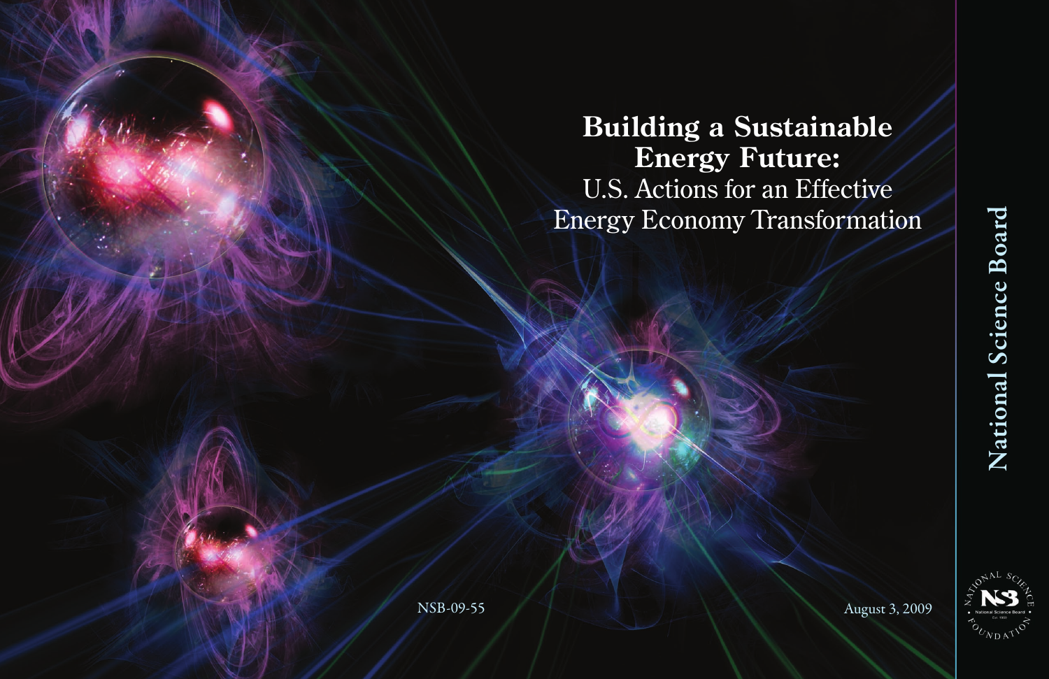# Building a Sustainable Energy Future:

U.S. Actions for an Effective Energy Economy Transformation

National Science Board

NSB-09-55

August 3, 2009